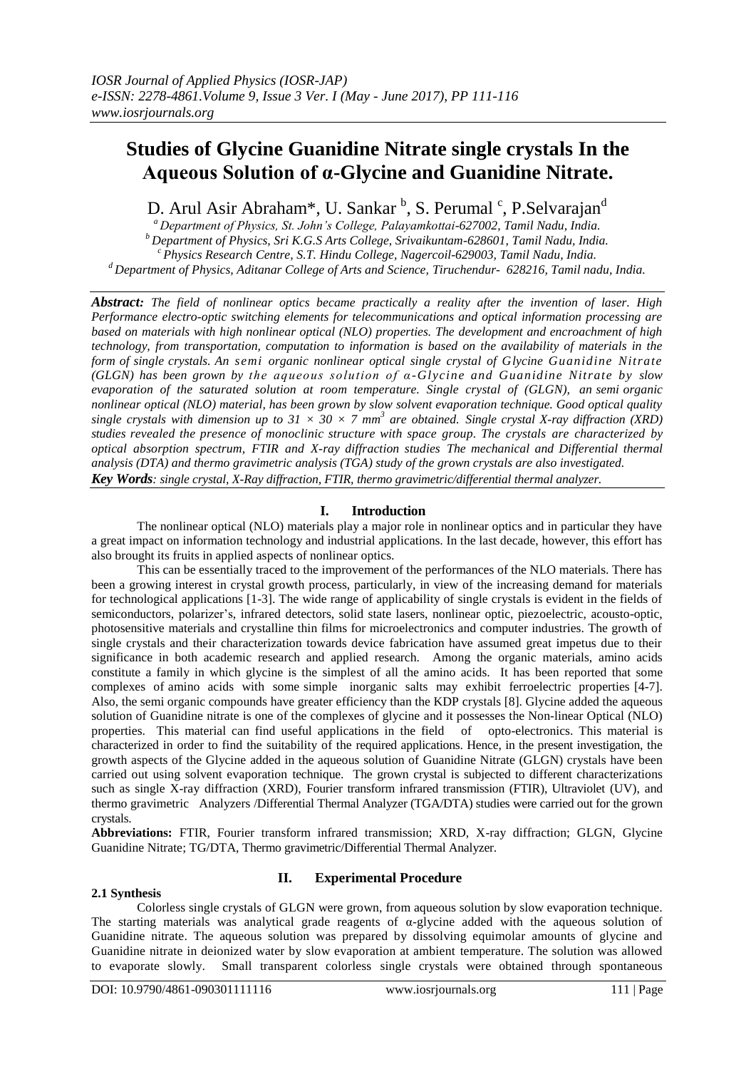# Studies of Glycine Guanidine Nitrate single crystals In the Aqueous Solution of α-Glycine and Guanidine Nitrate.

D. Arul Asir Abraham*, U. Sankar [b], S. Perumal [c], P.Selvarajan[d]

[a] Department of Physics, St. John's College, Palayamkottai-627002, Tamil Nadu, India.
[b] Department of Physics, Sri K.G.S Arts College, Srivaikuntam-628601, Tamil Nadu, India.
[c] Physics Research Centre, S.T. Hindu College, Nagercoil-629003, Tamil Nadu, India.
[d] Department of Physics, Aditanar College of Arts and Science, Tiruchendur- 628216, Tamil nadu, India.

***Abstract:*** *The field of nonlinear optics became practically a reality after the invention of laser. High Performance electro-optic switching elements for telecommunications and optical information processing are based on materials with high nonlinear optical (NLO) properties. The development and encroachment of high technology, from transportation, computation to information is based on the availability of materials in the form of single crystals. An semi organic nonlinear optical single crystal of Glycine Guanidine Nitrate (GLGN) has been grown by the aqueous solution of α-Glycine and Guanidine Nitrate by slow evaporation of the saturated solution at room temperature. Single crystal of (GLGN), an semi organic nonlinear optical (NLO) material, has been grown by slow solvent evaporation technique. Good optical quality single crystals with dimension up to $31 \times 30 \times 7$ mm$^3$ are obtained. Single crystal X-ray diffraction (XRD) studies revealed the presence of monoclinic structure with space group. The crystals are characterized by optical absorption spectrum, FTIR and X-ray diffraction studies The mechanical and Differential thermal analysis (DTA) and thermo gravimetric analysis (TGA) study of the grown crystals are also investigated.*

***Key Words****: single crystal, X-Ray diffraction, FTIR, thermo gravimetric/differential thermal analyzer.*

## I. Introduction

The nonlinear optical (NLO) materials play a major role in nonlinear optics and in particular they have a great impact on information technology and industrial applications. In the last decade, however, this effort has also brought its fruits in applied aspects of nonlinear optics.

This can be essentially traced to the improvement of the performances of the NLO materials. There has been a growing interest in crystal growth process, particularly, in view of the increasing demand for materials for technological applications [1-3]. The wide range of applicability of single crystals is evident in the fields of semiconductors, polarizer's, infrared detectors, solid state lasers, nonlinear optic, piezoelectric, acousto-optic, photosensitive materials and crystalline thin films for microelectronics and computer industries. The growth of single crystals and their characterization towards device fabrication have assumed great impetus due to their significance in both academic research and applied research. Among the organic materials, amino acids constitute a family in which glycine is the simplest of all the amino acids. It has been reported that some complexes of amino acids with some simple inorganic salts may exhibit ferroelectric properties [4-7]. Also, the semi organic compounds have greater efficiency than the KDP crystals [8]. Glycine added the aqueous solution of Guanidine nitrate is one of the complexes of glycine and it possesses the Non-linear Optical (NLO) properties. This material can find useful applications in the field of opto-electronics. This material is characterized in order to find the suitability of the required applications. Hence, in the present investigation, the growth aspects of the Glycine added in the aqueous solution of Guanidine Nitrate (GLGN) crystals have been carried out using solvent evaporation technique. The grown crystal is subjected to different characterizations such as single X-ray diffraction (XRD), Fourier transform infrared transmission (FTIR), Ultraviolet (UV), and thermo gravimetric Analyzers /Differential Thermal Analyzer (TGA/DTA) studies were carried out for the grown crystals.

**Abbreviations:** FTIR, Fourier transform infrared transmission; XRD, X-ray diffraction; GLGN, Glycine Guanidine Nitrate; TG/DTA, Thermo gravimetric/Differential Thermal Analyzer.

## II. Experimental Procedure

### 2.1 Synthesis

Colorless single crystals of GLGN were grown, from aqueous solution by slow evaporation technique. The starting materials was analytical grade reagents of α-glycine added with the aqueous solution of Guanidine nitrate. The aqueous solution was prepared by dissolving equimolar amounts of glycine and Guanidine nitrate in deionized water by slow evaporation at ambient temperature. The solution was allowed to evaporate slowly. Small transparent colorless single crystals were obtained through spontaneous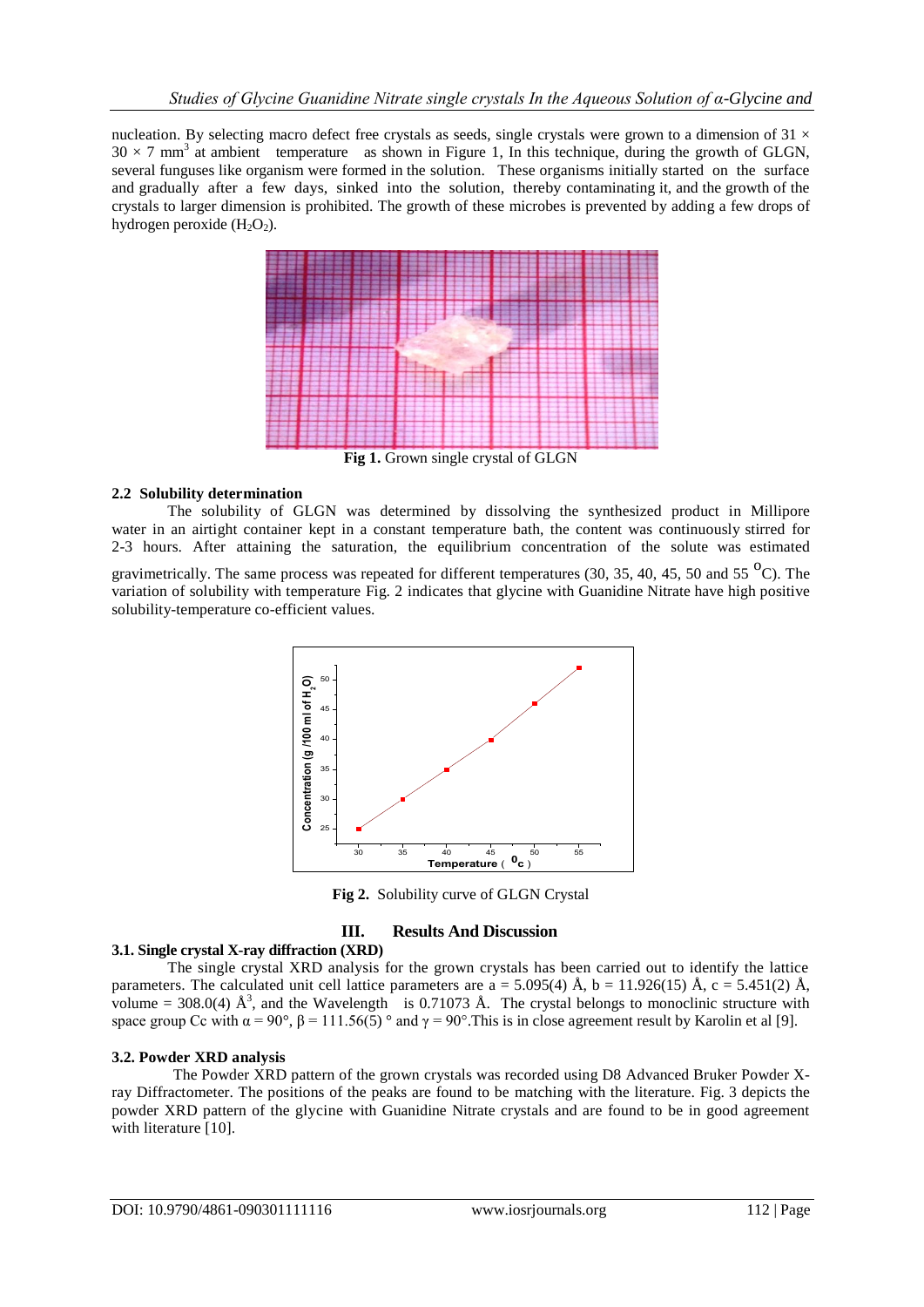nucleation. By selecting macro defect free crystals as seeds, single crystals were grown to a dimension of $31 \times 30 \times 7$ $mm^3$ at ambient temperature as shown in Figure 1, In this technique, during the growth of GLGN, several funguses like organism were formed in the solution. These organisms initially started on the surface and gradually after a few days, sinked into the solution, thereby contaminating it, and the growth of the crystals to larger dimension is prohibited. The growth of these microbes is prevented by adding a few drops of hydrogen peroxide ($H_2O_2$).

**Fig 1.** Grown single crystal of GLGN

### 2.2 Solubility determination

The solubility of GLGN was determined by dissolving the synthesized product in Millipore water in an airtight container kept in a constant temperature bath, the content was continuously stirred for 2-3 hours. After attaining the saturation, the equilibrium concentration of the solute was estimated gravimetrically. The same process was repeated for different temperatures (30, 35, 40, 45, 50 and 55 $^{O}$C). The variation of solubility with temperature Fig. 2 indicates that glycine with Guanidine Nitrate have high positive solubility-temperature co-efficient values.

**Fig 2.** Solubility curve of GLGN Crystal

## III. Results And Discussion

### 3.1. Single crystal X-ray diffraction (XRD)

The single crystal XRD analysis for the grown crystals has been carried out to identify the lattice parameters. The calculated unit cell lattice parameters are a = 5.095(4) Å, b = 11.926(15) Å, c = 5.451(2) Å, volume = 308.0(4) $Å^3$, and the Wavelength is 0.71073 Å. The crystal belongs to monoclinic structure with space group Cc with $\alpha = 90°$, $\beta = 111.56(5)°$ and $\gamma = 90°$.This is in close agreement result by Karolin et al [9].

### 3.2. Powder XRD analysis

The Powder XRD pattern of the grown crystals was recorded using D8 Advanced Bruker Powder X-ray Diffractometer. The positions of the peaks are found to be matching with the literature. Fig. 3 depicts the powder XRD pattern of the glycine with Guanidine Nitrate crystals and are found to be in good agreement with literature [10].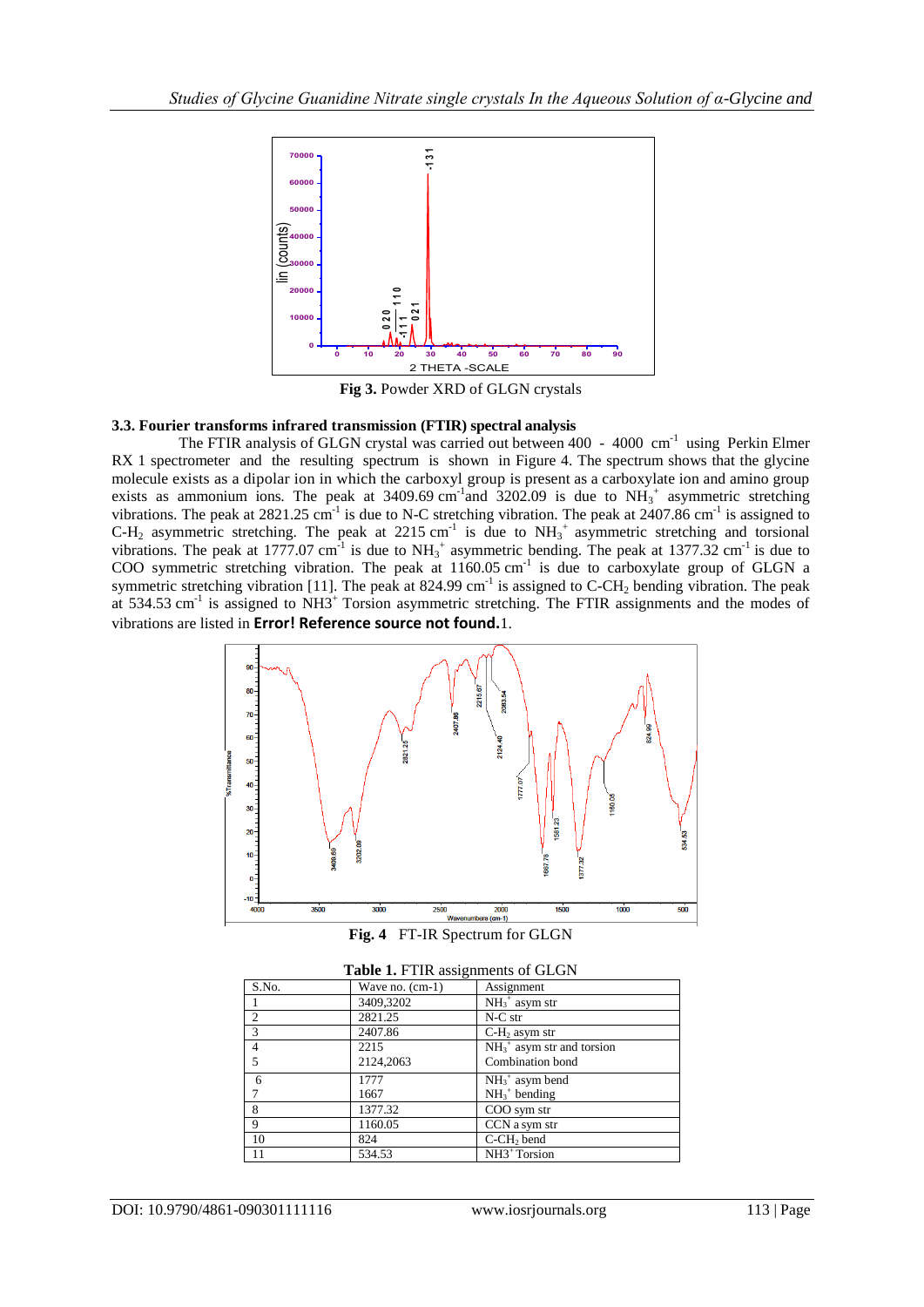Fig 3. Powder XRD of GLGN crystals

### 3.3. Fourier transforms infrared transmission (FTIR) spectral analysis

The FTIR analysis of GLGN crystal was carried out between 400 - 4000 $cm^{-1}$ using Perkin Elmer RX 1 spectrometer and the resulting spectrum is shown in Figure 4. The spectrum shows that the glycine molecule exists as a dipolar ion in which the carboxyl group is present as a carboxylate ion and amino group exists as ammonium ions. The peak at 3409.69 $cm^{-1}$and 3202.09 is due to $NH_3^+$ asymmetric stretching vibrations. The peak at 2821.25 $cm^{-1}$ is due to N-C stretching vibration. The peak at 2407.86 $cm^{-1}$ is assigned to C-$H_2$ asymmetric stretching. The peak at 2215 $cm^{-1}$ is due to $NH_3^+$ asymmetric stretching and torsional vibrations. The peak at 1777.07 $cm^{-1}$ is due to $NH_3^+$ asymmetric bending. The peak at 1377.32 $cm^{-1}$ is due to COO symmetric stretching vibration. The peak at 1160.05 $cm^{-1}$ is due to carboxylate group of GLGN a symmetric stretching vibration [11]. The peak at 824.99 $cm^{-1}$ is assigned to C-$CH_2$ bending vibration. The peak at 534.53 $cm^{-1}$ is assigned to NH3$^+$ Torsion asymmetric stretching. The FTIR assignments and the modes of vibrations are listed in **Error! Reference source not found.**1.

**Fig. 4** FT-IR Spectrum for GLGN

**Table 1.** FTIR assignments of GLGN

| S.No. | Wave no. (cm-1) | Assignment |
|---|---|---|
| 1 | 3409,3202 | $NH_3^+$ asym str |
| 2 | 2821.25 | N-C str |
| 3 | 2407.86 | C-$H_2$ asym str |
| 4 | 2215 | $NH_3^+$ asym str and torsion |
| 5 | 2124,2063 | Combination bond |
| 6 | 1777 | $NH_3^+$ asym bend |
| 7 | 1667 | $NH_3^+$ bending |
| 8 | 1377.32 | COO sym str |
| 9 | 1160.05 | CCN a sym str |
| 10 | 824 | C-$CH_2$ bend |
| 11 | 534.53 | NH3$^+$ Torsion |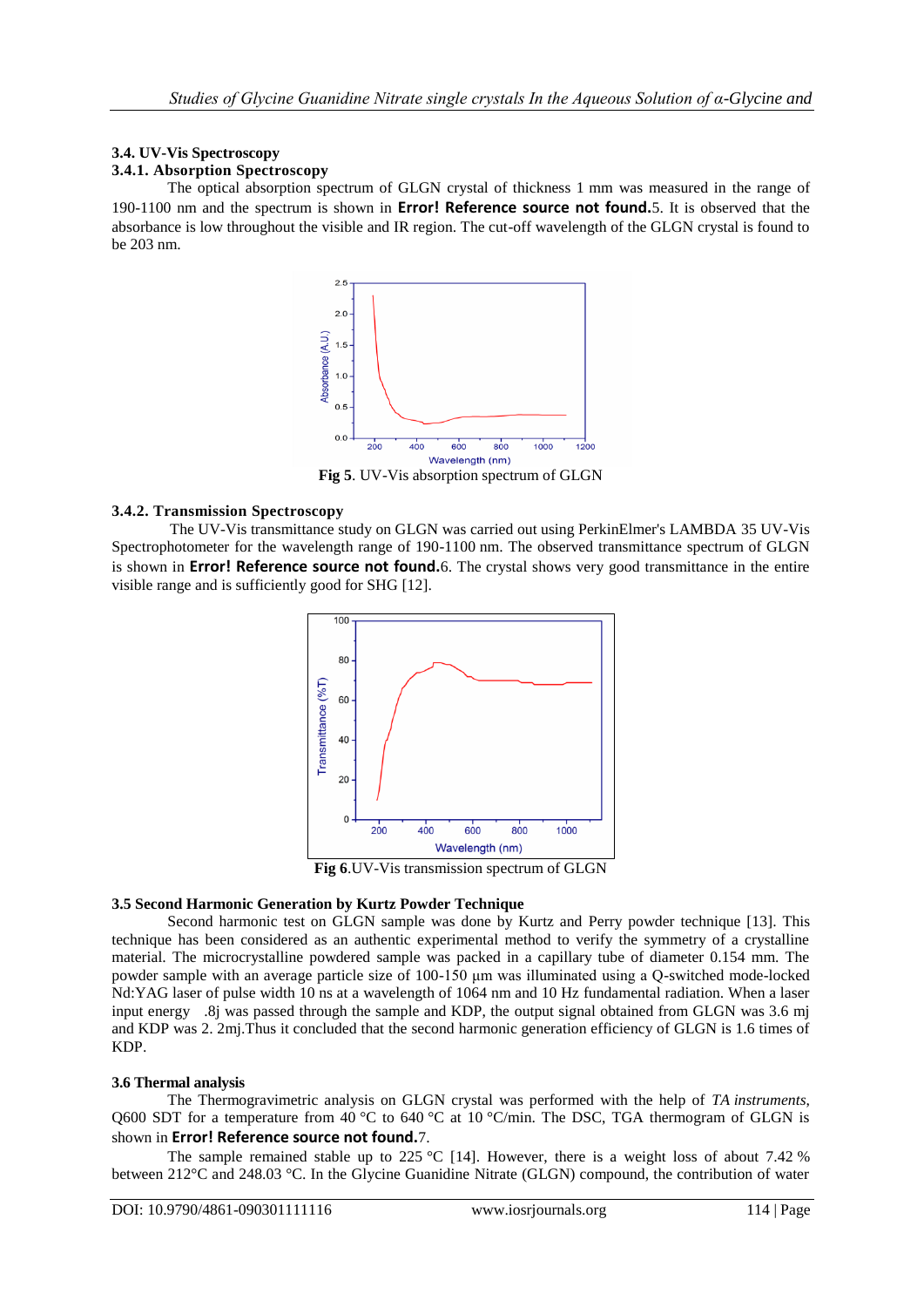### 3.4. UV-Vis Spectroscopy

#### 3.4.1. Absorption Spectroscopy

The optical absorption spectrum of GLGN crystal of thickness 1 mm was measured in the range of 190-1100 nm and the spectrum is shown in **Error! Reference source not found.**5. It is observed that the absorbance is low throughout the visible and IR region. The cut-off wavelength of the GLGN crystal is found to be 203 nm.

**Fig 5**. UV-Vis absorption spectrum of GLGN

#### 3.4.2. Transmission Spectroscopy

The UV-Vis transmittance study on GLGN was carried out using PerkinElmer's LAMBDA 35 UV-Vis Spectrophotometer for the wavelength range of 190-1100 nm. The observed transmittance spectrum of GLGN is shown in **Error! Reference source not found.**6. The crystal shows very good transmittance in the entire visible range and is sufficiently good for SHG [12].

**Fig 6**.UV-Vis transmission spectrum of GLGN

### 3.5 Second Harmonic Generation by Kurtz Powder Technique

Second harmonic test on GLGN sample was done by Kurtz and Perry powder technique [13]. This technique has been considered as an authentic experimental method to verify the symmetry of a crystalline material. The microcrystalline powdered sample was packed in a capillary tube of diameter 0.154 mm. The powder sample with an average particle size of 100-150 µm was illuminated using a Q-switched mode-locked Nd:YAG laser of pulse width 10 ns at a wavelength of 1064 nm and 10 Hz fundamental radiation. When a laser input energy .8j was passed through the sample and KDP, the output signal obtained from GLGN was 3.6 mj and KDP was 2. 2mj.Thus it concluded that the second harmonic generation efficiency of GLGN is 1.6 times of KDP.

### 3.6 Thermal analysis

The Thermogravimetric analysis on GLGN crystal was performed with the help of *TA instruments*, Q600 SDT for a temperature from 40 °C to 640 °C at 10 °C/min. The DSC, TGA thermogram of GLGN is shown in **Error! Reference source not found.**7.

The sample remained stable up to 225 °C [14]. However, there is a weight loss of about 7.42 % between 212°C and 248.03 °C. In the Glycine Guanidine Nitrate (GLGN) compound, the contribution of water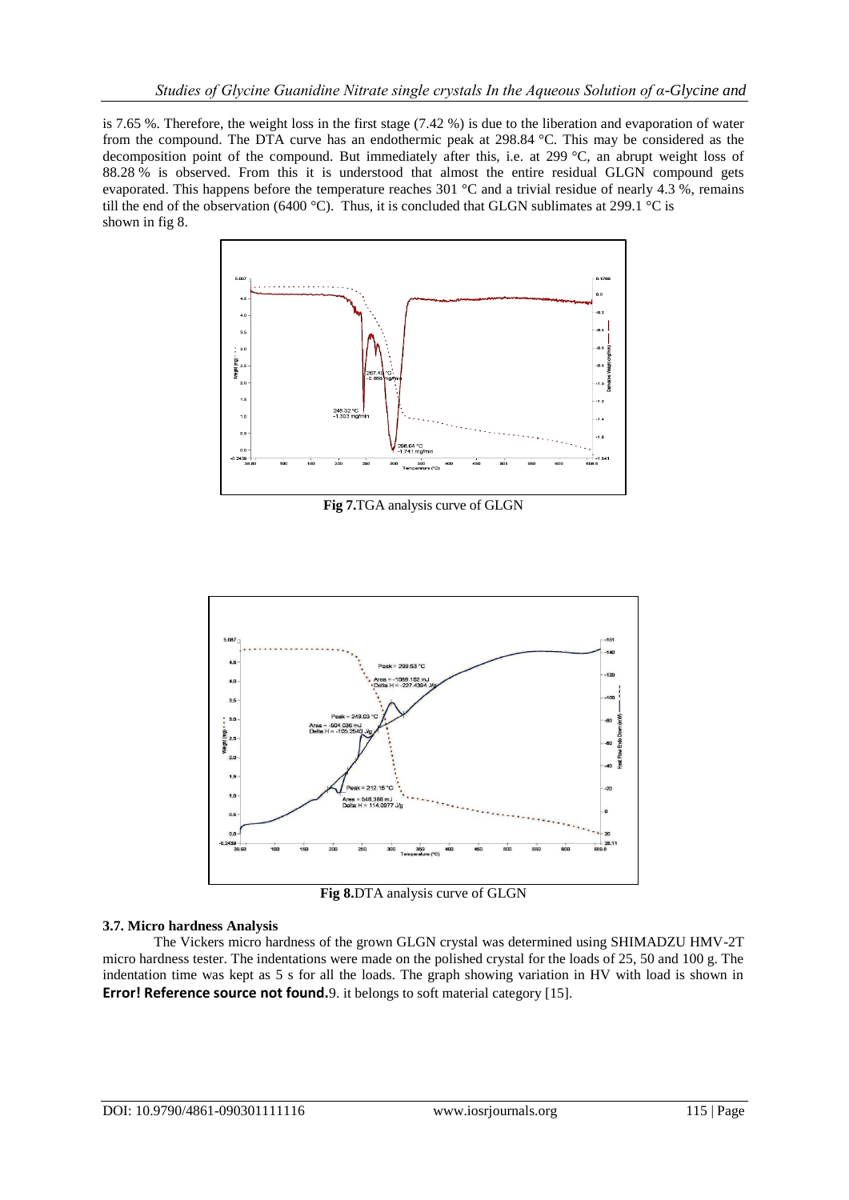is 7.65 %. Therefore, the weight loss in the first stage (7.42 %) is due to the liberation and evaporation of water from the compound. The DTA curve has an endothermic peak at 298.84 °C. This may be considered as the decomposition point of the compound. But immediately after this, i.e. at 299 °C, an abrupt weight loss of 88.28 % is observed. From this it is understood that almost the entire residual GLGN compound gets evaporated. This happens before the temperature reaches 301 °C and a trivial residue of nearly 4.3 %, remains till the end of the observation (6400 °C). Thus, it is concluded that GLGN sublimates at 299.1 °C is shown in fig 8.

**Fig 7.** TGA analysis curve of GLGN

**Fig 8.** DTA analysis curve of GLGN

### 3.7. Micro hardness Analysis

The Vickers micro hardness of the grown GLGN crystal was determined using SHIMADZU HMV-2T micro hardness tester. The indentations were made on the polished crystal for the loads of 25, 50 and 100 g. The indentation time was kept as 5 s for all the loads. The graph showing variation in HV with load is shown in **Error! Reference source not found.**9. it belongs to soft material category [15].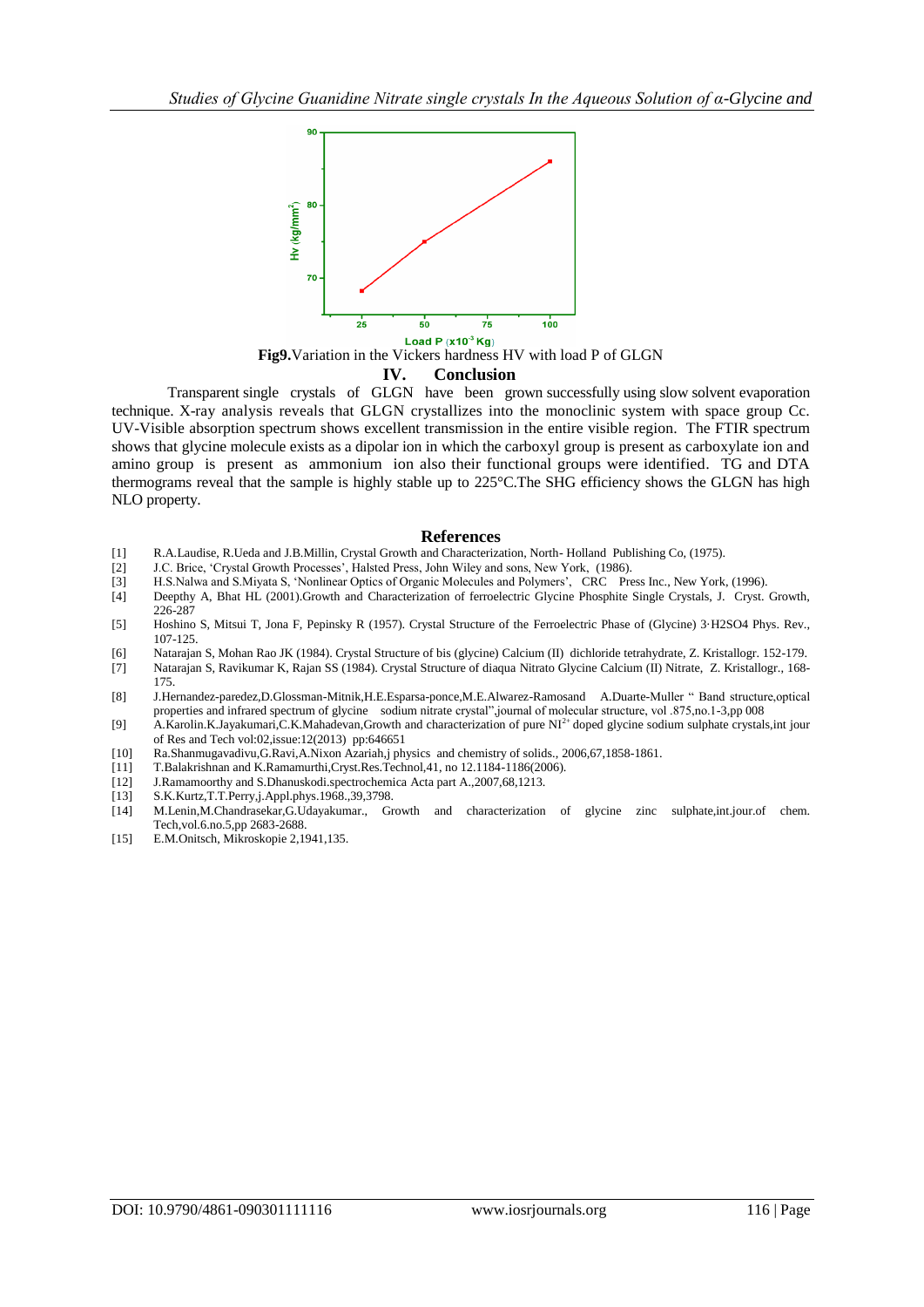90

80

70

Hv (kg/mm$^2$)

25 50 75 100

Load P ($x10^{-3}$ Kg)

**Fig9.**Variation in the Vickers hardness HV with load P of GLGN

## IV. Conclusion

Transparent single crystals of GLGN have been grown successfully using slow solvent evaporation technique. X-ray analysis reveals that GLGN crystallizes into the monoclinic system with space group Cc. UV-Visible absorption spectrum shows excellent transmission in the entire visible region. The FTIR spectrum shows that glycine molecule exists as a dipolar ion in which the carboxyl group is present as carboxylate ion and amino group is present as ammonium ion also their functional groups were identified. TG and DTA thermograms reveal that the sample is highly stable up to 225°C.The SHG efficiency shows the GLGN has high NLO property.

## References

[1] R.A.Laudise, R.Ueda and J.B.Millin, Crystal Growth and Characterization, North- Holland Publishing Co, (1975).

[2] J.C. Brice, 'Crystal Growth Processes', Halsted Press, John Wiley and sons, New York, (1986).

[3] H.S.Nalwa and S.Miyata S, 'Nonlinear Optics of Organic Molecules and Polymers', CRC Press Inc., New York, (1996).

[4] Deepthy A, Bhat HL (2001).Growth and Characterization of ferroelectric Glycine Phosphite Single Crystals, J. Cryst. Growth, 226-287

[5] Hoshino S, Mitsui T, Jona F, Pepinsky R (1957). Crystal Structure of the Ferroelectric Phase of (Glycine) 3·H2SO4 Phys. Rev., 107-125.

[6] Natarajan S, Mohan Rao JK (1984). Crystal Structure of bis (glycine) Calcium (II) dichloride tetrahydrate, Z. Kristallogr. 152-179.

[7] Natarajan S, Ravikumar K, Rajan SS (1984). Crystal Structure of diaqua Nitrato Glycine Calcium (II) Nitrate, Z. Kristallogr., 168-175.

[8] J.Hernandez-paredez,D.Glossman-Mitnik,H.E.Esparsa-ponce,M.E.Alwarez-Ramosand A.Duarte-Muller " Band structure,optical properties and infrared spectrum of glycine sodium nitrate crystal",journal of molecular structure, vol .875,no.1-3,pp 008

[9] A.Karolin.K.Jayakumari,C.K.Mahadevan,Growth and characterization of pure $NI^{2+}$ doped glycine sodium sulphate crystals,int jour of Res and Tech vol:02,issue:12(2013) pp:646651

[10] Ra.Shanmugavadivu,G.Ravi,A.Nixon Azariah,j physics and chemistry of solids., 2006,67,1858-1861.

[11] T.Balakrishnan and K.Ramamurthi,Cryst.Res.Technol,41, no 12.1184-1186(2006).

[12] J.Ramamoorthy and S.Dhanuskodi.spectrochemica Acta part A.,2007,68,1213.

[13] S.K.Kurtz,T.T.Perry,j.Appl.phys.1968.,39,3798.

[14] M.Lenin,M.Chandrasekar,G.Udayakumar., Growth and characterization of glycine zinc sulphate,int.jour.of chem. Tech,vol.6.no.5,pp 2683-2688.

[15] E.M.Onitsch, Mikroskopie 2,1941,135.